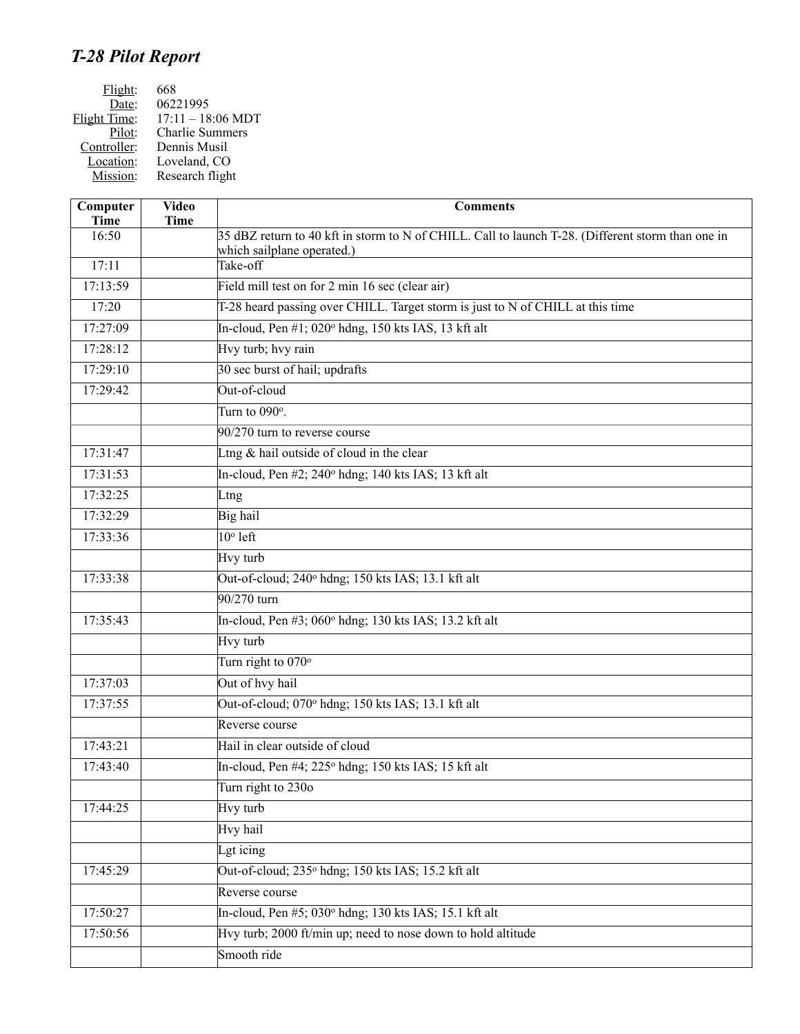# *T-28 Pilot Report*

Flight: 668
Date: 06221995
Flight Time: 17:11 – 18:06 MDT
Pilot: Charlie Summers
Controller: Dennis Musil
Location: Loveland, CO
Mission: Research flight

| Computer Time | Video Time | Comments |
|---|---|---|
| 16:50 | | 35 dBZ return to 40 kft in storm to N of CHILL. Call to launch T-28. (Different storm than one in which sailplane operated.) |
| 17:11 | | Take-off |
| 17:13:59 | | Field mill test on for 2 min 16 sec (clear air) |
| 17:20 | | T-28 heard passing over CHILL. Target storm is just to N of CHILL at this time |
| 17:27:09 | | In-cloud, Pen #1; 020° hdng, 150 kts IAS, 13 kft alt |
| 17:28:12 | | Hvy turb; hvy rain |
| 17:29:10 | | 30 sec burst of hail; updrafts |
| 17:29:42 | | Out-of-cloud |
| | | Turn to 090°. |
| | | 90/270 turn to reverse course |
| 17:31:47 | | Ltng & hail outside of cloud in the clear |
| 17:31:53 | | In-cloud, Pen #2; 240° hdng; 140 kts IAS; 13 kft alt |
| 17:32:25 | | Ltng |
| 17:32:29 | | Big hail |
| 17:33:36 | | 10° left |
| | | Hvy turb |
| 17:33:38 | | Out-of-cloud; 240° hdng; 150 kts IAS; 13.1 kft alt |
| | | 90/270 turn |
| 17:35:43 | | In-cloud, Pen #3; 060° hdng; 130 kts IAS; 13.2 kft alt |
| | | Hvy turb |
| | | Turn right to 070° |
| 17:37:03 | | Out of hvy hail |
| 17:37:55 | | Out-of-cloud; 070° hdng; 150 kts IAS; 13.1 kft alt |
| | | Reverse course |
| 17:43:21 | | Hail in clear outside of cloud |
| 17:43:40 | | In-cloud, Pen #4; 225° hdng; 150 kts IAS; 15 kft alt |
| | | Turn right to 230o |
| 17:44:25 | | Hvy turb |
| | | Hvy hail |
| | | Lgt icing |
| 17:45:29 | | Out-of-cloud; 235° hdng; 150 kts IAS; 15.2 kft alt |
| | | Reverse course |
| 17:50:27 | | In-cloud, Pen #5; 030° hdng; 130 kts IAS; 15.1 kft alt |
| 17:50:56 | | Hvy turb; 2000 ft/min up; need to nose down to hold altitude |
| | | Smooth ride |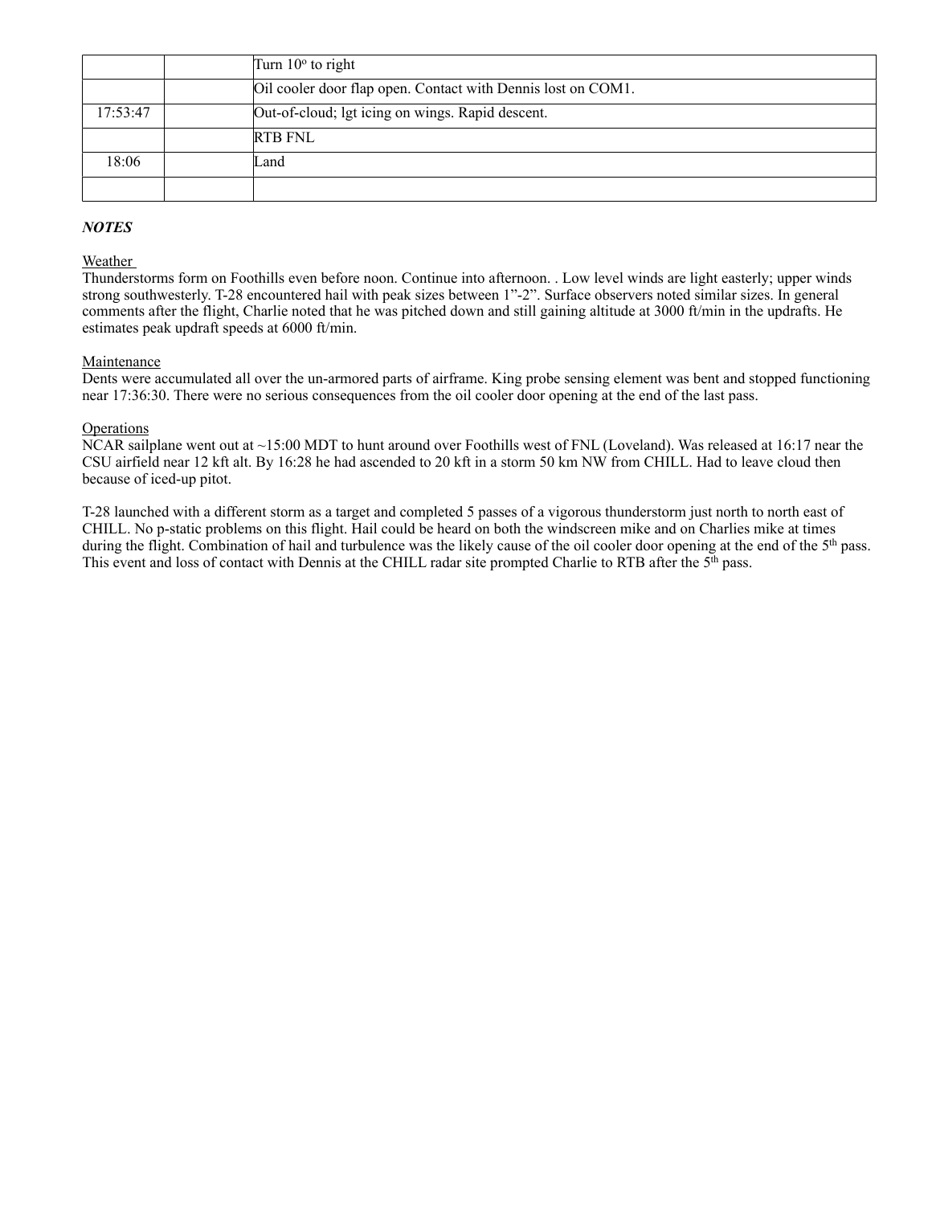| | | |
|---|---|---|
| | | Turn 10º to right |
| | | Oil cooler door flap open. Contact with Dennis lost on COM1. |
| 17:53:47 | | Out-of-cloud; lgt icing on wings. Rapid descent. |
| | | RTB FNL |
| 18:06 | | Land |
| | | |

***NOTES***

Weather

Thunderstorms form on Foothills even before noon. Continue into afternoon. . Low level winds are light easterly; upper winds strong southwesterly. T-28 encountered hail with peak sizes between 1"-2". Surface observers noted similar sizes. In general comments after the flight, Charlie noted that he was pitched down and still gaining altitude at 3000 ft/min in the updrafts. He estimates peak updraft speeds at 6000 ft/min.

Maintenance

Dents were accumulated all over the un-armored parts of airframe. King probe sensing element was bent and stopped functioning near 17:36:30. There were no serious consequences from the oil cooler door opening at the end of the last pass.

Operations

NCAR sailplane went out at ~15:00 MDT to hunt around over Foothills west of FNL (Loveland). Was released at 16:17 near the CSU airfield near 12 kft alt. By 16:28 he had ascended to 20 kft in a storm 50 km NW from CHILL. Had to leave cloud then because of iced-up pitot.

T-28 launched with a different storm as a target and completed 5 passes of a vigorous thunderstorm just north to north east of CHILL. No p-static problems on this flight. Hail could be heard on both the windscreen mike and on Charlies mike at times during the flight. Combination of hail and turbulence was the likely cause of the oil cooler door opening at the end of the 5th pass. This event and loss of contact with Dennis at the CHILL radar site prompted Charlie to RTB after the 5th pass.